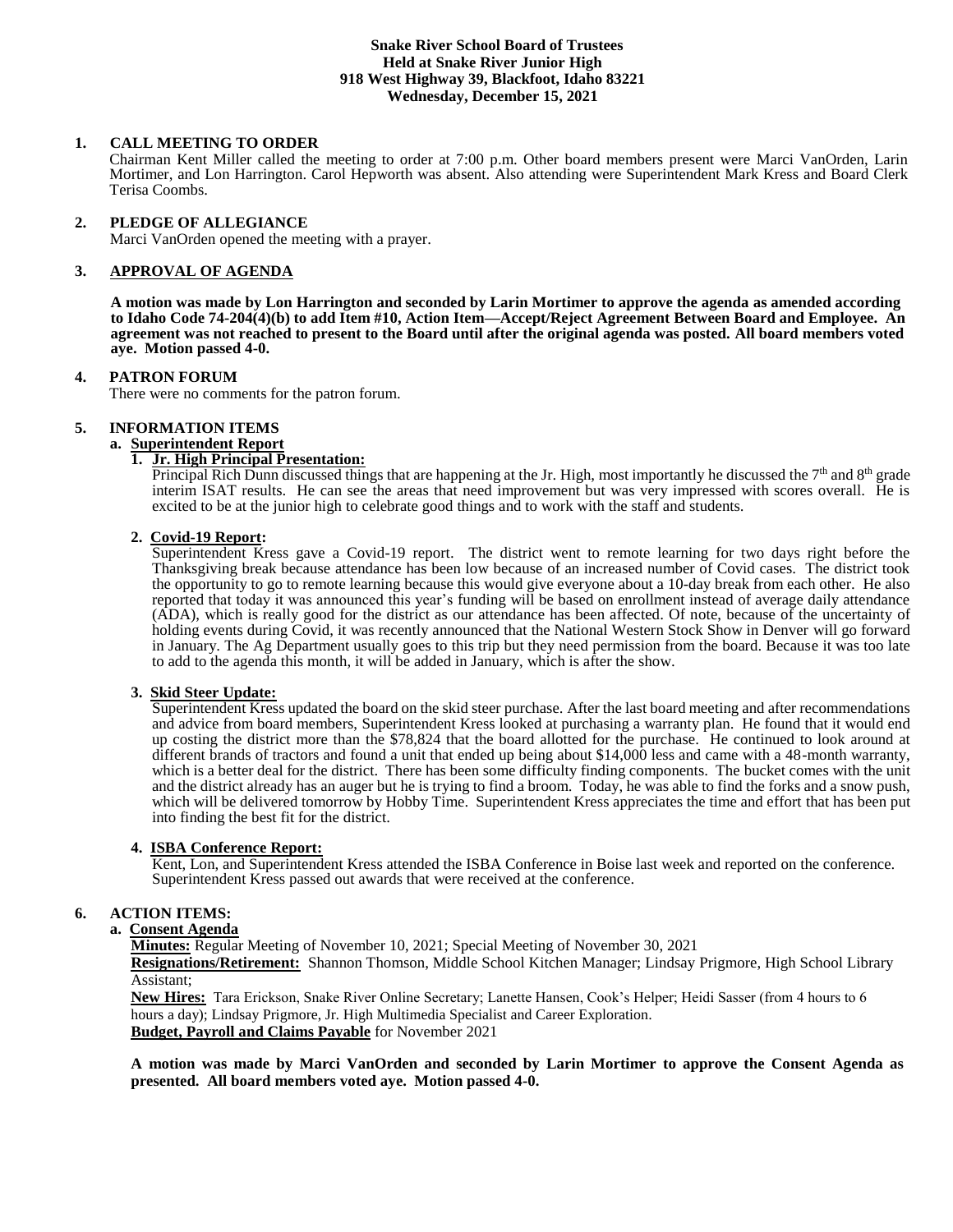**Snake River School Board of Trustees**
**Held at Snake River Junior High**
**918 West Highway 39, Blackfoot, Idaho 83221**
**Wednesday, December 15, 2021**

**1. CALL MEETING TO ORDER**

Chairman Kent Miller called the meeting to order at 7:00 p.m. Other board members present were Marci VanOrden, Larin Mortimer, and Lon Harrington. Carol Hepworth was absent. Also attending were Superintendent Mark Kress and Board Clerk Terisa Coombs.

**2. PLEDGE OF ALLEGIANCE**

Marci VanOrden opened the meeting with a prayer.

**3. APPROVAL OF AGENDA**

**A motion was made by Lon Harrington and seconded by Larin Mortimer to approve the agenda as amended according to Idaho Code 74-204(4)(b) to add Item #10, Action Item—Accept/Reject Agreement Between Board and Employee. An agreement was not reached to present to the Board until after the original agenda was posted. All board members voted aye. Motion passed 4-0.**

**4. PATRON FORUM**

There were no comments for the patron forum.

**5. INFORMATION ITEMS**

**a. Superintendent Report**

**1. Jr. High Principal Presentation:**

Principal Rich Dunn discussed things that are happening at the Jr. High, most importantly he discussed the 7th and 8th grade interim ISAT results. He can see the areas that need improvement but was very impressed with scores overall. He is excited to be at the junior high to celebrate good things and to work with the staff and students.

**2. Covid-19 Report:**

Superintendent Kress gave a Covid-19 report. The district went to remote learning for two days right before the Thanksgiving break because attendance has been low because of an increased number of Covid cases. The district took the opportunity to go to remote learning because this would give everyone about a 10-day break from each other. He also reported that today it was announced this year's funding will be based on enrollment instead of average daily attendance (ADA), which is really good for the district as our attendance has been affected. Of note, because of the uncertainty of holding events during Covid, it was recently announced that the National Western Stock Show in Denver will go forward in January. The Ag Department usually goes to this trip but they need permission from the board. Because it was too late to add to the agenda this month, it will be added in January, which is after the show.

**3. Skid Steer Update:**

Superintendent Kress updated the board on the skid steer purchase. After the last board meeting and after recommendations and advice from board members, Superintendent Kress looked at purchasing a warranty plan. He found that it would end up costing the district more than the $78,824 that the board allotted for the purchase. He continued to look around at different brands of tractors and found a unit that ended up being about $14,000 less and came with a 48-month warranty, which is a better deal for the district. There has been some difficulty finding components. The bucket comes with the unit and the district already has an auger but he is trying to find a broom. Today, he was able to find the forks and a snow push, which will be delivered tomorrow by Hobby Time. Superintendent Kress appreciates the time and effort that has been put into finding the best fit for the district.

**4. ISBA Conference Report:**

Kent, Lon, and Superintendent Kress attended the ISBA Conference in Boise last week and reported on the conference. Superintendent Kress passed out awards that were received at the conference.

**6. ACTION ITEMS:**

**a. Consent Agenda**

**Minutes:** Regular Meeting of November 10, 2021; Special Meeting of November 30, 2021

**Resignations/Retirement:** Shannon Thomson, Middle School Kitchen Manager; Lindsay Prigmore, High School Library Assistant;

**New Hires:** Tara Erickson, Snake River Online Secretary; Lanette Hansen, Cook's Helper; Heidi Sasser (from 4 hours to 6 hours a day); Lindsay Prigmore, Jr. High Multimedia Specialist and Career Exploration.

**Budget, Payroll and Claims Payable** for November 2021

**A motion was made by Marci VanOrden and seconded by Larin Mortimer to approve the Consent Agenda as presented. All board members voted aye. Motion passed 4-0.**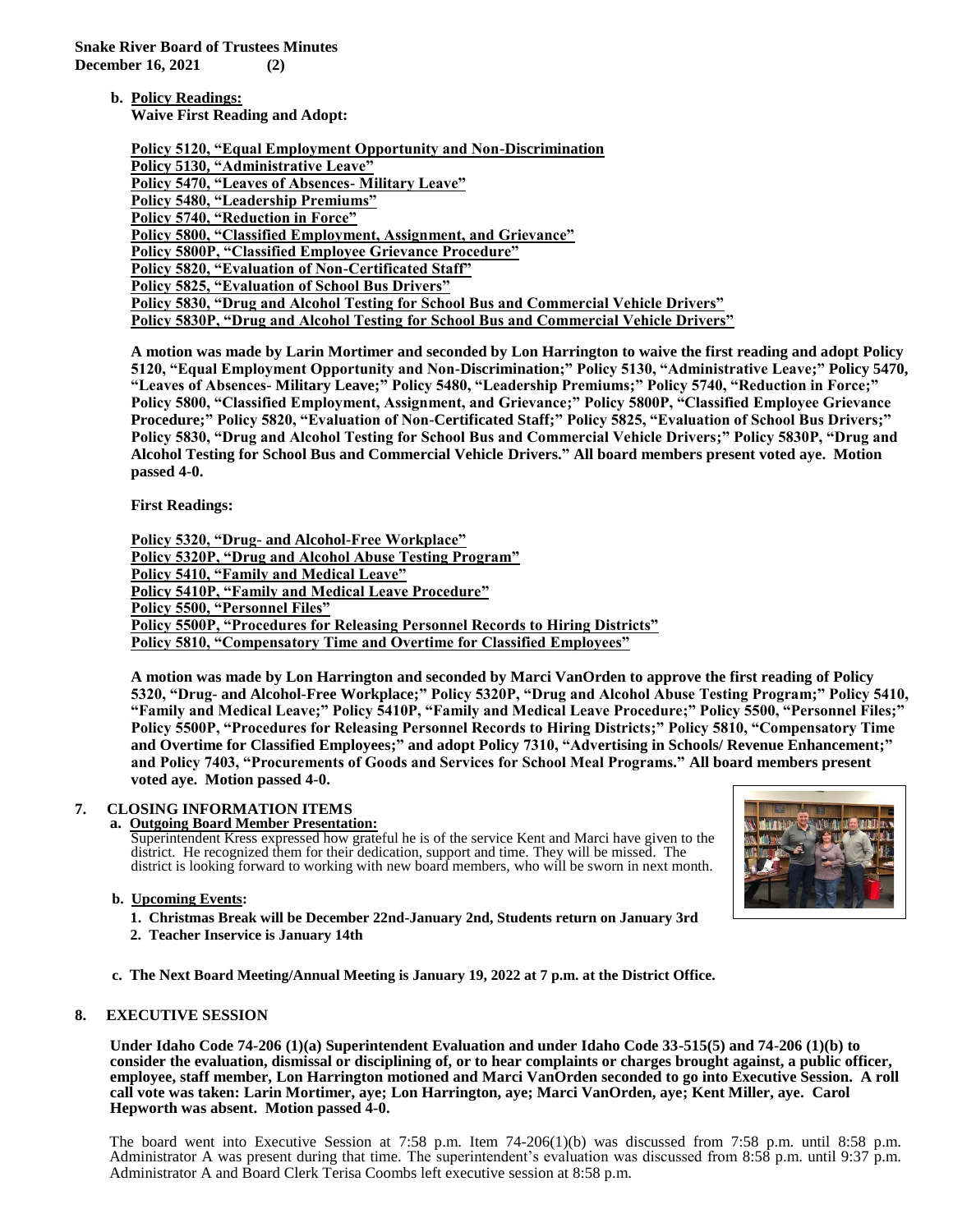**b. Policy Readings:**
**Waive First Reading and Adopt:**

**Policy 5120, "Equal Employment Opportunity and Non-Discrimination**
**Policy 5130, "Administrative Leave"**
**Policy 5470, "Leaves of Absences- Military Leave"**
**Policy 5480, "Leadership Premiums"**
**Policy 5740, "Reduction in Force"**
**Policy 5800, "Classified Employment, Assignment, and Grievance"**
**Policy 5800P, "Classified Employee Grievance Procedure"**
**Policy 5820, "Evaluation of Non-Certificated Staff"**
**Policy 5825, "Evaluation of School Bus Drivers"**
**Policy 5830, "Drug and Alcohol Testing for School Bus and Commercial Vehicle Drivers"**
**Policy 5830P, "Drug and Alcohol Testing for School Bus and Commercial Vehicle Drivers"**

**A motion was made by Larin Mortimer and seconded by Lon Harrington to waive the first reading and adopt Policy 5120, "Equal Employment Opportunity and Non-Discrimination;" Policy 5130, "Administrative Leave;" Policy 5470, "Leaves of Absences- Military Leave;" Policy 5480, "Leadership Premiums;" Policy 5740, "Reduction in Force;" Policy 5800, "Classified Employment, Assignment, and Grievance;" Policy 5800P, "Classified Employee Grievance Procedure;" Policy 5820, "Evaluation of Non-Certificated Staff;" Policy 5825, "Evaluation of School Bus Drivers;" Policy 5830, "Drug and Alcohol Testing for School Bus and Commercial Vehicle Drivers;" Policy 5830P, "Drug and Alcohol Testing for School Bus and Commercial Vehicle Drivers." All board members present voted aye. Motion passed 4-0.**

**First Readings:**

**Policy 5320, "Drug- and Alcohol-Free Workplace"**
**Policy 5320P, "Drug and Alcohol Abuse Testing Program"**
**Policy 5410, "Family and Medical Leave"**
**Policy 5410P, "Family and Medical Leave Procedure"**
**Policy 5500, "Personnel Files"**
**Policy 5500P, "Procedures for Releasing Personnel Records to Hiring Districts"**
**Policy 5810, "Compensatory Time and Overtime for Classified Employees"**

**A motion was made by Lon Harrington and seconded by Marci VanOrden to approve the first reading of Policy 5320, "Drug- and Alcohol-Free Workplace;" Policy 5320P, "Drug and Alcohol Abuse Testing Program;" Policy 5410, "Family and Medical Leave;" Policy 5410P, "Family and Medical Leave Procedure;" Policy 5500, "Personnel Files;" Policy 5500P, "Procedures for Releasing Personnel Records to Hiring Districts;" Policy 5810, "Compensatory Time and Overtime for Classified Employees;" and adopt Policy 7310, "Advertising in Schools/ Revenue Enhancement;" and Policy 7403, "Procurements of Goods and Services for School Meal Programs." All board members present voted aye. Motion passed 4-0.**

## 7. CLOSING INFORMATION ITEMS

**a. Outgoing Board Member Presentation:**
Superintendent Kress expressed how grateful he is of the service Kent and Marci have given to the district. He recognized them for their dedication, support and time. They will be missed. The district is looking forward to working with new board members, who will be sworn in next month.

**b. Upcoming Events:**

1. **Christmas Break will be December 22nd-January 2nd, Students return on January 3rd**
2. **Teacher Inservice is January 14th**

**c. The Next Board Meeting/Annual Meeting is January 19, 2022 at 7 p.m. at the District Office.**

## 8. EXECUTIVE SESSION

**Under Idaho Code 74-206 (1)(a) Superintendent Evaluation and under Idaho Code 33-515(5) and 74-206 (1)(b) to consider the evaluation, dismissal or disciplining of, or to hear complaints or charges brought against, a public officer, employee, staff member, Lon Harrington motioned and Marci VanOrden seconded to go into Executive Session. A roll call vote was taken: Larin Mortimer, aye; Lon Harrington, aye; Marci VanOrden, aye; Kent Miller, aye. Carol Hepworth was absent. Motion passed 4-0.**

The board went into Executive Session at 7:58 p.m. Item 74-206(1)(b) was discussed from 7:58 p.m. until 8:58 p.m. Administrator A was present during that time. The superintendent's evaluation was discussed from 8:58 p.m. until 9:37 p.m. Administrator A and Board Clerk Terisa Coombs left executive session at 8:58 p.m.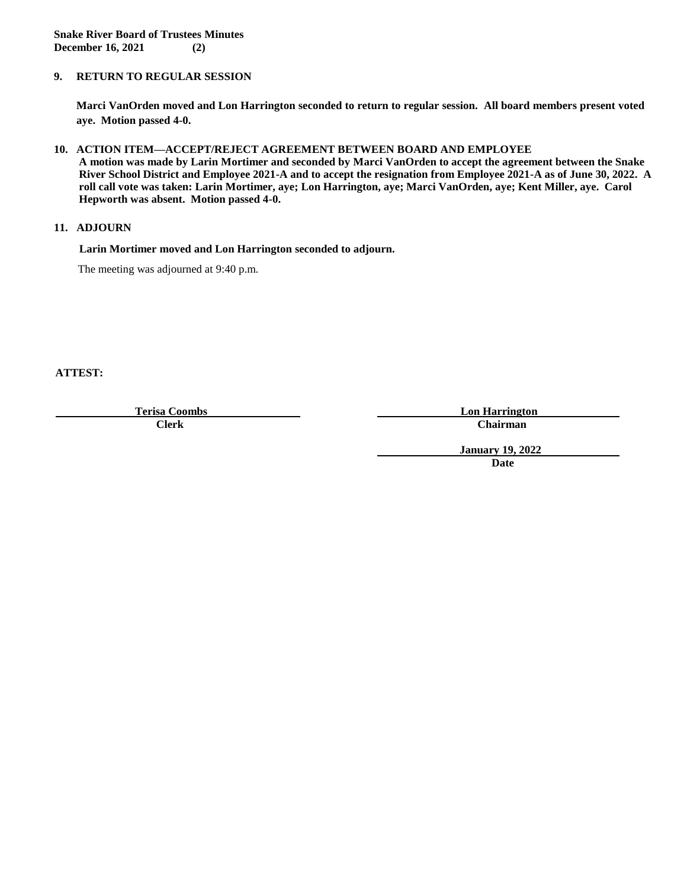**9. RETURN TO REGULAR SESSION**

**Marci VanOrden moved and Lon Harrington seconded to return to regular session. All board members present voted aye. Motion passed 4-0.**

**10. ACTION ITEM—ACCEPT/REJECT AGREEMENT BETWEEN BOARD AND EMPLOYEE**

**A motion was made by Larin Mortimer and seconded by Marci VanOrden to accept the agreement between the Snake River School District and Employee 2021-A and to accept the resignation from Employee 2021-A as of June 30, 2022. A roll call vote was taken: Larin Mortimer, aye; Lon Harrington, aye; Marci VanOrden, aye; Kent Miller, aye. Carol Hepworth was absent. Motion passed 4-0.**

**11. ADJOURN**

**Larin Mortimer moved and Lon Harrington seconded to adjourn.**

The meeting was adjourned at 9:40 p.m.

**ATTEST:**

**Terisa Coombs**
**Clerk**

**Lon Harrington**
**Chairman**

**January 19, 2022**
**Date**